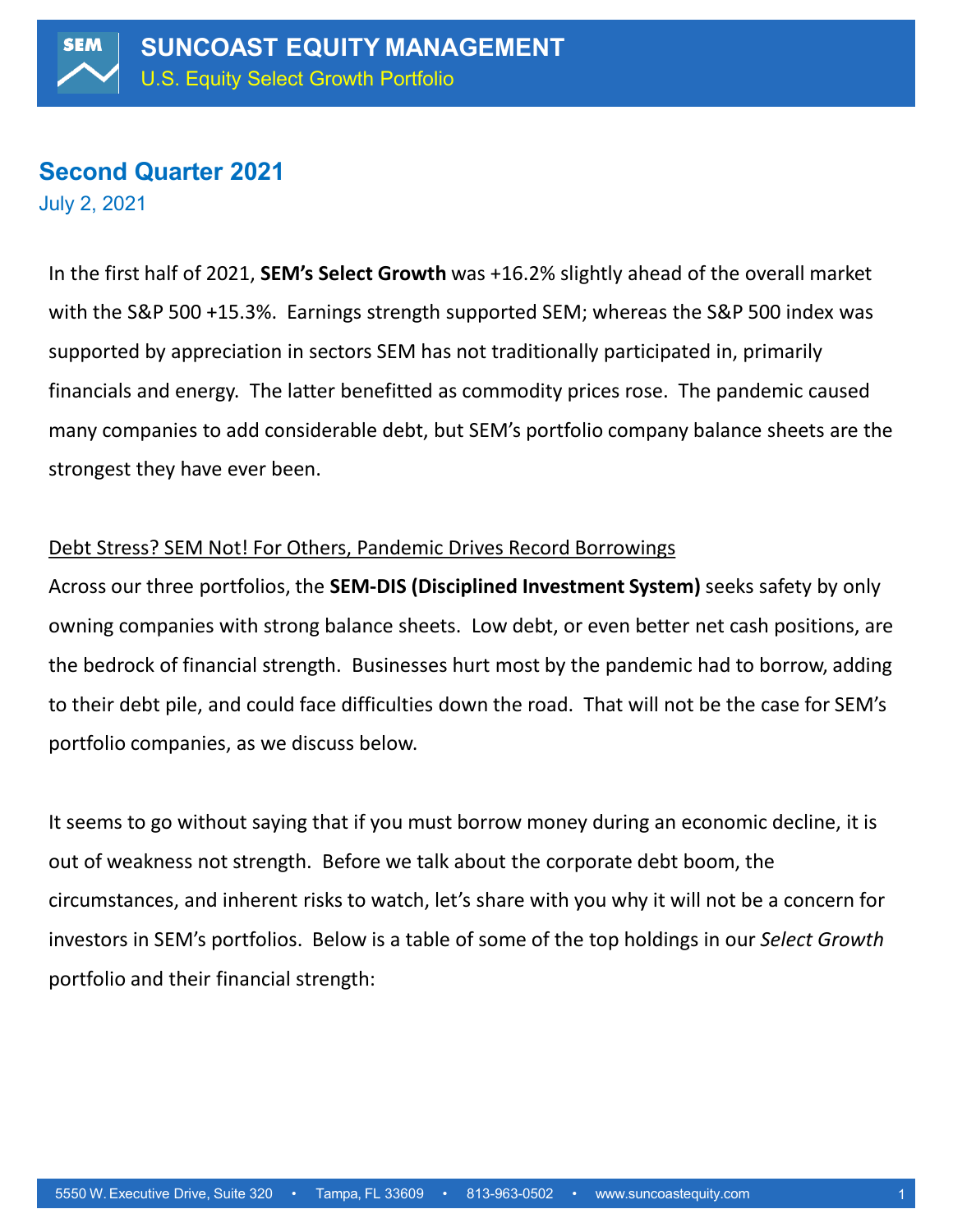# SUNCOAST EQUITY MANAGEMENT

U.S. Equity Select Growth Portfolio

## Second Quarter 2021

July 2, 2021

In the first half of 2021, **SEM's Select Growth** was +16.2% slightly ahead of the overall market with the S&P 500 +15.3%. Earnings strength supported SEM; whereas the S&P 500 index was supported by appreciation in sectors SEM has not traditionally participated in, primarily financials and energy. The latter benefitted as commodity prices rose. The pandemic caused many companies to add considerable debt, but SEM's portfolio company balance sheets are the strongest they have ever been.

<u>Debt Stress? SEM Not! For Others, Pandemic Drives Record Borrowings</u>

Across our three portfolios, the **SEM-DIS (Disciplined Investment System)** seeks safety by only owning companies with strong balance sheets. Low debt, or even better net cash positions, are the bedrock of financial strength. Businesses hurt most by the pandemic had to borrow, adding to their debt pile, and could face difficulties down the road. That will not be the case for SEM's portfolio companies, as we discuss below.

It seems to go without saying that if you must borrow money during an economic decline, it is out of weakness not strength. Before we talk about the corporate debt boom, the circumstances, and inherent risks to watch, let's share with you why it will not be a concern for investors in SEM's portfolios. Below is a table of some of the top holdings in our *Select Growth* portfolio and their financial strength: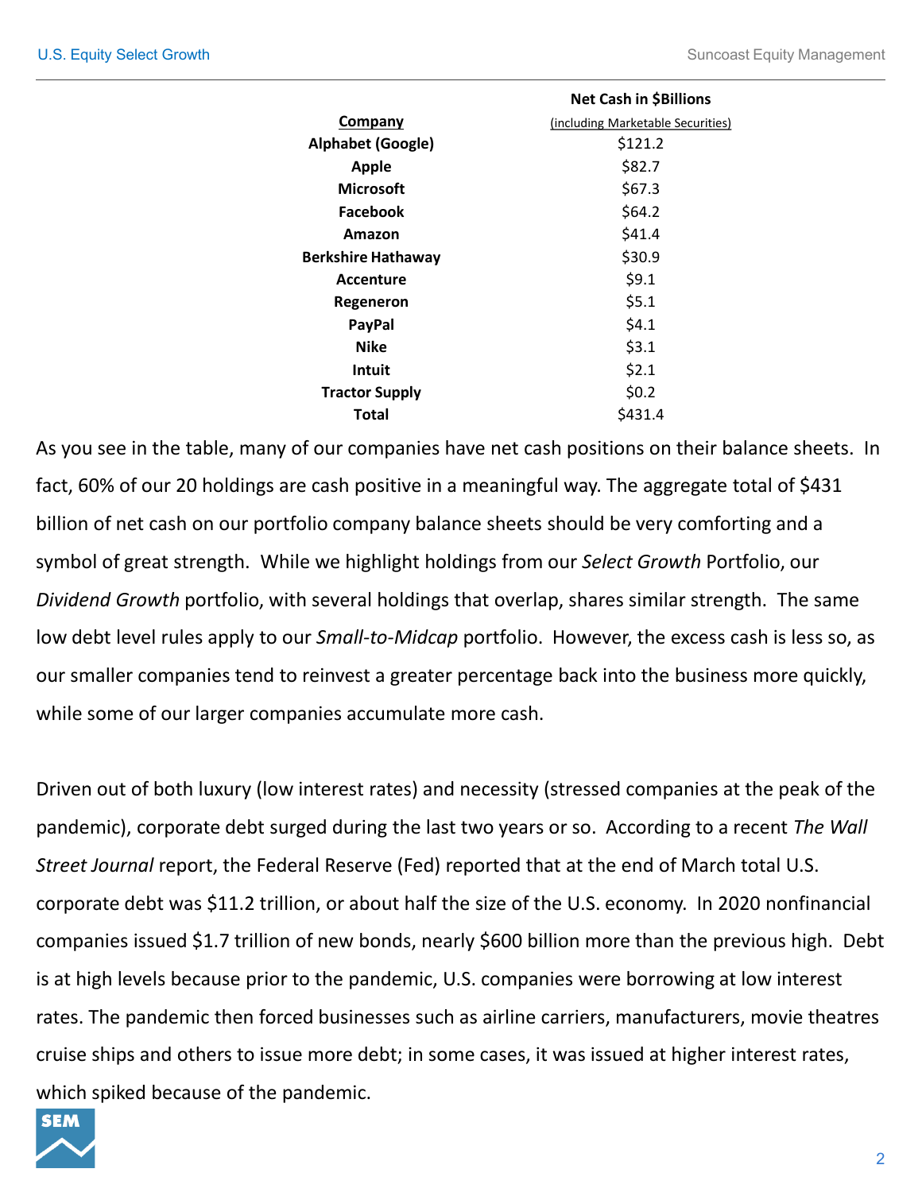| Company | Net Cash in $Billions (including Marketable Securities) |
| --- | --- |
| **Alphabet (Google)** | $121.2 |
| **Apple** | $82.7 |
| **Microsoft** | $67.3 |
| **Facebook** | $64.2 |
| **Amazon** | $41.4 |
| **Berkshire Hathaway** | $30.9 |
| **Accenture** | $9.1 |
| **Regeneron** | $5.1 |
| **PayPal** | $4.1 |
| **Nike** | $3.1 |
| **Intuit** | $2.1 |
| **Tractor Supply** | $0.2 |
| **Total** | $431.4 |

As you see in the table, many of our companies have net cash positions on their balance sheets. In fact, 60% of our 20 holdings are cash positive in a meaningful way. The aggregate total of $431 billion of net cash on our portfolio company balance sheets should be very comforting and a symbol of great strength. While we highlight holdings from our *Select Growth* Portfolio, our *Dividend Growth* portfolio, with several holdings that overlap, shares similar strength. The same low debt level rules apply to our *Small-to-Midcap* portfolio. However, the excess cash is less so, as our smaller companies tend to reinvest a greater percentage back into the business more quickly, while some of our larger companies accumulate more cash.

Driven out of both luxury (low interest rates) and necessity (stressed companies at the peak of the pandemic), corporate debt surged during the last two years or so. According to a recent *The Wall Street Journal* report, the Federal Reserve (Fed) reported that at the end of March total U.S. corporate debt was $11.2 trillion, or about half the size of the U.S. economy. In 2020 nonfinancial companies issued $1.7 trillion of new bonds, nearly $600 billion more than the previous high. Debt is at high levels because prior to the pandemic, U.S. companies were borrowing at low interest rates. The pandemic then forced businesses such as airline carriers, manufacturers, movie theatres cruise ships and others to issue more debt; in some cases, it was issued at higher interest rates, which spiked because of the pandemic.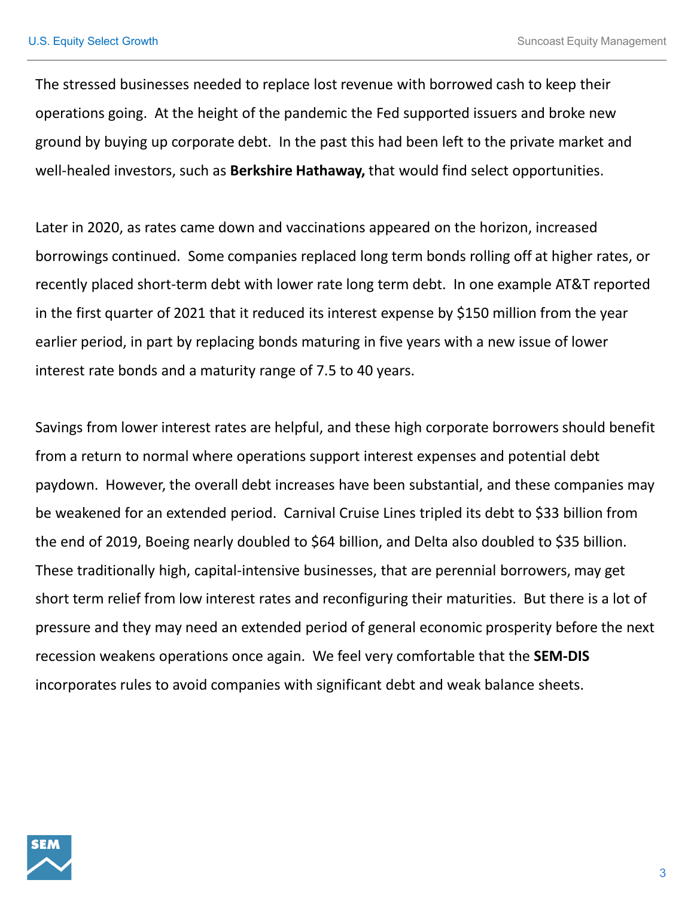The stressed businesses needed to replace lost revenue with borrowed cash to keep their operations going. At the height of the pandemic the Fed supported issuers and broke new ground by buying up corporate debt. In the past this had been left to the private market and well-healed investors, such as **Berkshire Hathaway,** that would find select opportunities.

Later in 2020, as rates came down and vaccinations appeared on the horizon, increased borrowings continued. Some companies replaced long term bonds rolling off at higher rates, or recently placed short-term debt with lower rate long term debt. In one example AT&T reported in the first quarter of 2021 that it reduced its interest expense by $150 million from the year earlier period, in part by replacing bonds maturing in five years with a new issue of lower interest rate bonds and a maturity range of 7.5 to 40 years.

Savings from lower interest rates are helpful, and these high corporate borrowers should benefit from a return to normal where operations support interest expenses and potential debt paydown. However, the overall debt increases have been substantial, and these companies may be weakened for an extended period. Carnival Cruise Lines tripled its debt to $33 billion from the end of 2019, Boeing nearly doubled to $64 billion, and Delta also doubled to $35 billion. These traditionally high, capital-intensive businesses, that are perennial borrowers, may get short term relief from low interest rates and reconfiguring their maturities. But there is a lot of pressure and they may need an extended period of general economic prosperity before the next recession weakens operations once again. We feel very comfortable that the **SEM-DIS** incorporates rules to avoid companies with significant debt and weak balance sheets.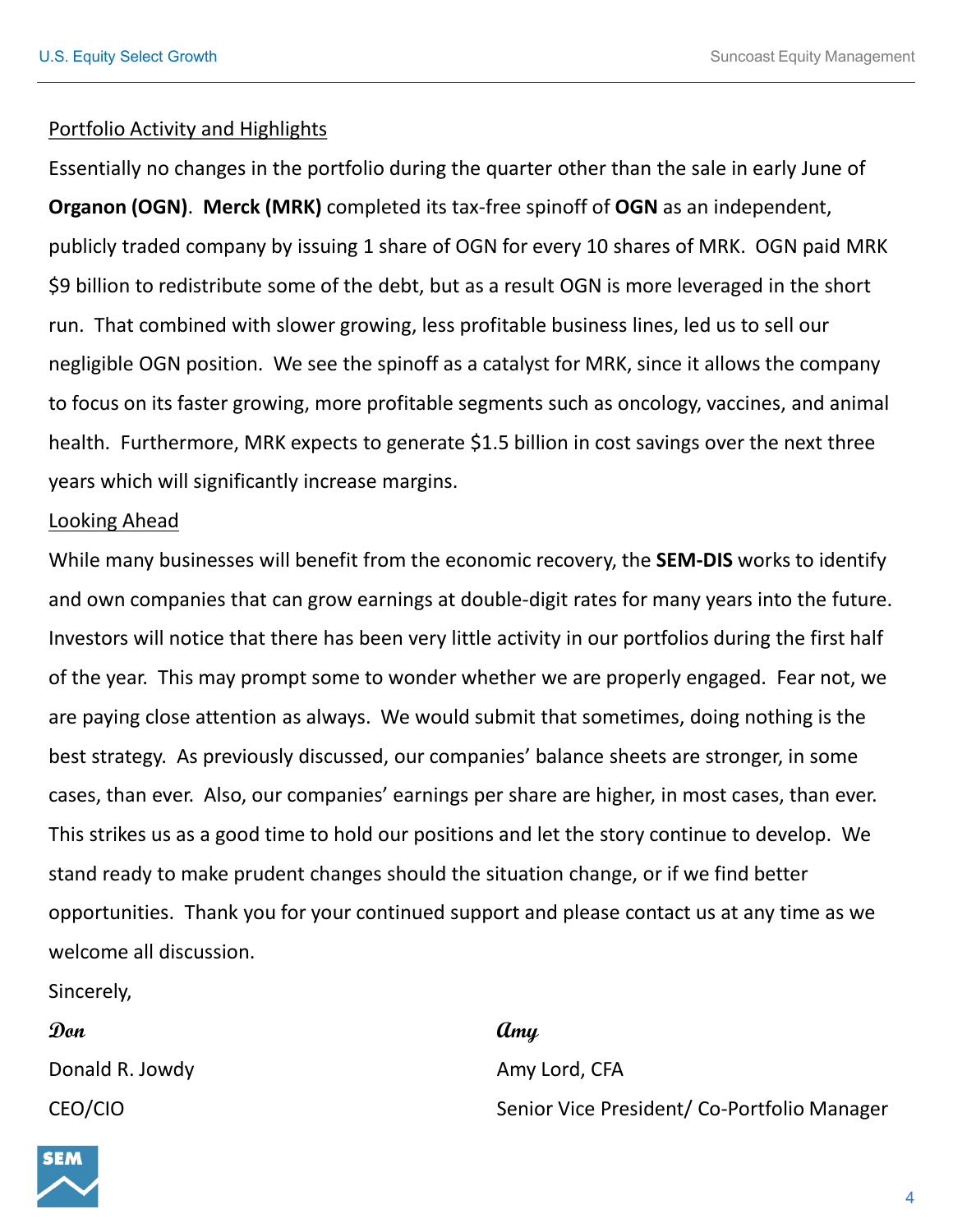## Portfolio Activity and Highlights

Essentially no changes in the portfolio during the quarter other than the sale in early June of **Organon (OGN)**. **Merck (MRK)** completed its tax-free spinoff of **OGN** as an independent, publicly traded company by issuing 1 share of OGN for every 10 shares of MRK. OGN paid MRK $9 billion to redistribute some of the debt, but as a result OGN is more leveraged in the short run. That combined with slower growing, less profitable business lines, led us to sell our negligible OGN position. We see the spinoff as a catalyst for MRK, since it allows the company to focus on its faster growing, more profitable segments such as oncology, vaccines, and animal health. Furthermore, MRK expects to generate $1.5 billion in cost savings over the next three years which will significantly increase margins.

## Looking Ahead

While many businesses will benefit from the economic recovery, the **SEM-DIS** works to identify and own companies that can grow earnings at double-digit rates for many years into the future. Investors will notice that there has been very little activity in our portfolios during the first half of the year. This may prompt some to wonder whether we are properly engaged. Fear not, we are paying close attention as always. We would submit that sometimes, doing nothing is the best strategy. As previously discussed, our companies' balance sheets are stronger, in some cases, than ever. Also, our companies' earnings per share are higher, in most cases, than ever. This strikes us as a good time to hold our positions and let the story continue to develop. We stand ready to make prudent changes should the situation change, or if we find better opportunities. Thank you for your continued support and please contact us at any time as we welcome all discussion.

Sincerely,

*Don*

Donald R. Jowdy

CEO/CIO

*Amy*

Amy Lord, CFA

Senior Vice President/ Co-Portfolio Manager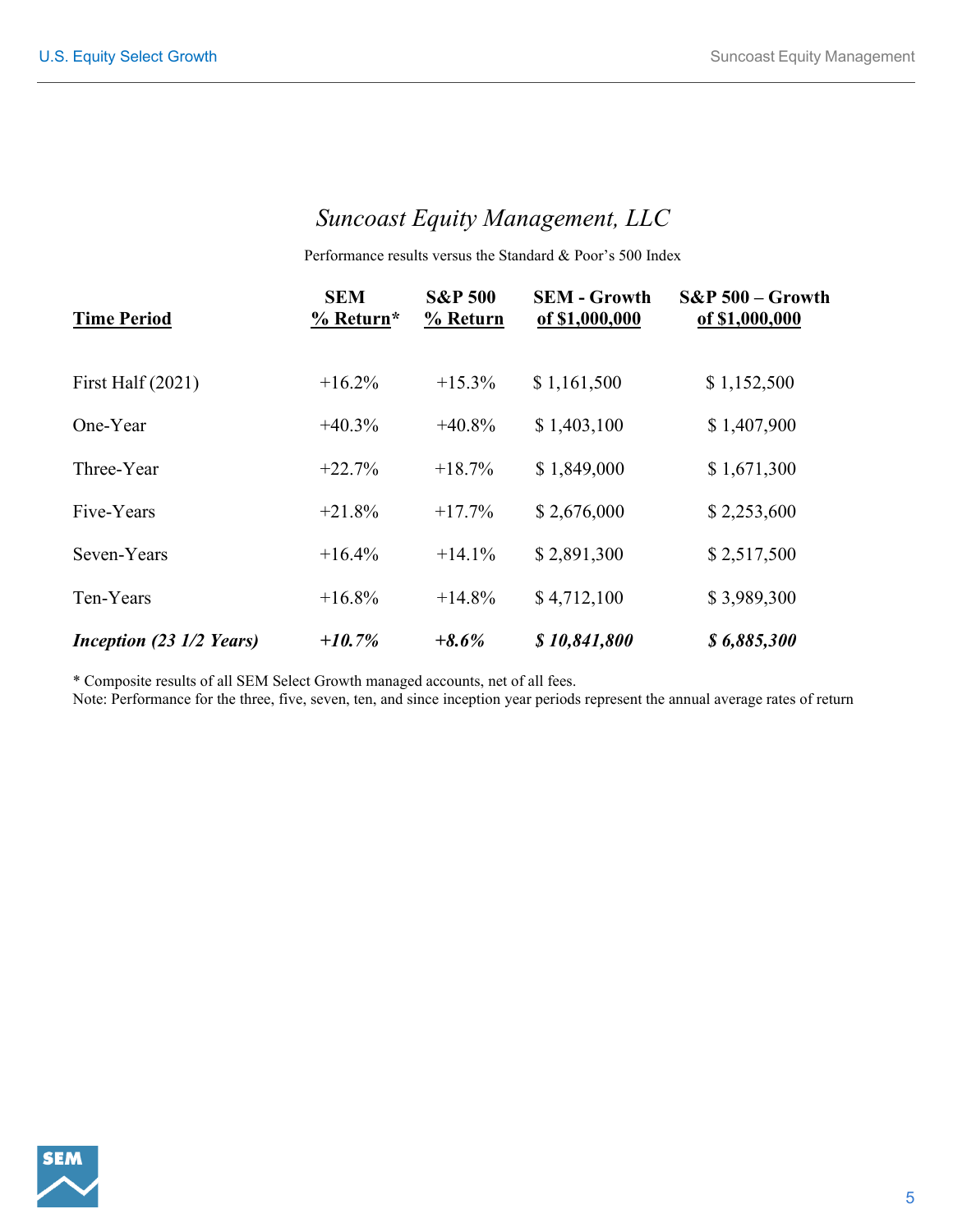# *Suncoast Equity Management, LLC*

Performance results versus the Standard & Poor's 500 Index

| Time Period | SEM % Return* | S&P 500 % Return | SEM - Growth of $1,000,000 | S&P 500 – Growth of $1,000,000 |
|---|---|---|---|---|
| First Half (2021) | +16.2% | +15.3% | $ 1,161,500 | $ 1,152,500 |
| One-Year | +40.3% | +40.8% | $ 1,403,100 | $ 1,407,900 |
| Three-Year | +22.7% | +18.7% | $ 1,849,000 | $ 1,671,300 |
| Five-Years | +21.8% | +17.7% | $ 2,676,000 | $ 2,253,600 |
| Seven-Years | +16.4% | +14.1% | $ 2,891,300 | $ 2,517,500 |
| Ten-Years | +16.8% | +14.8% | $ 4,712,100 | $ 3,989,300 |
| ***Inception (23 1/2 Years)*** | ***+10.7%*** | ***+8.6%*** | ***$ 10,841,800*** | ***$ 6,885,300*** |

* Composite results of all SEM Select Growth managed accounts, net of all fees.
Note: Performance for the three, five, seven, ten, and since inception year periods represent the annual average rates of return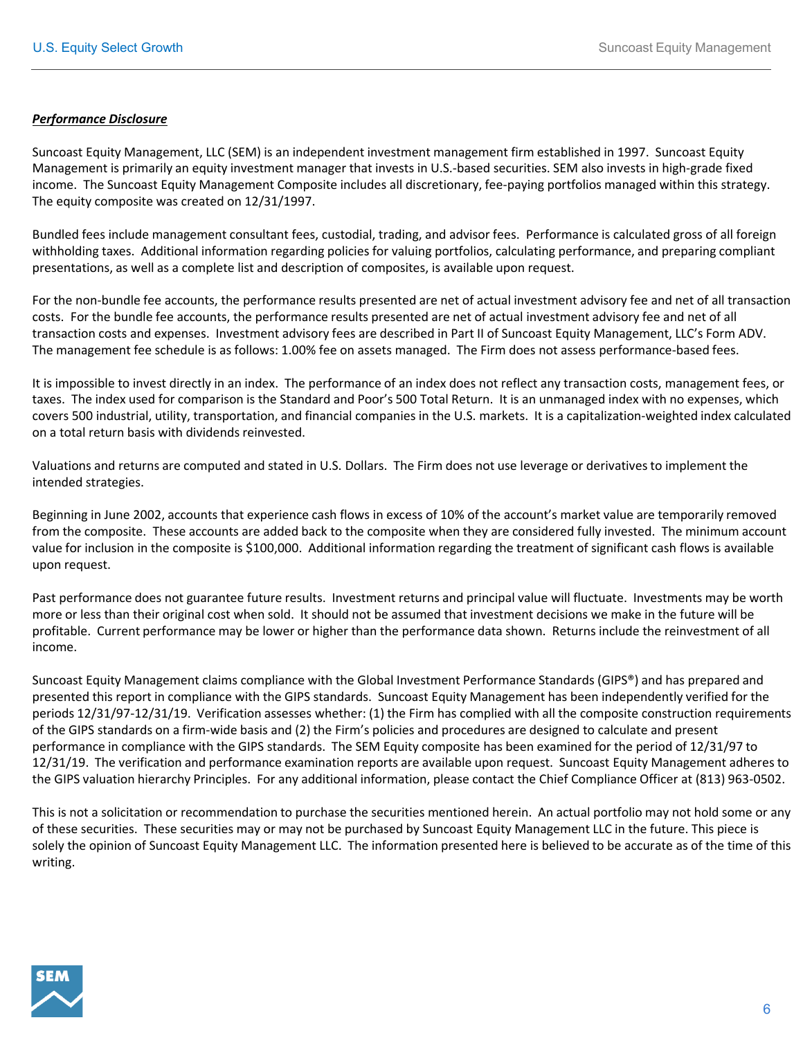***Performance Disclosure***

Suncoast Equity Management, LLC (SEM) is an independent investment management firm established in 1997. Suncoast Equity Management is primarily an equity investment manager that invests in U.S.-based securities. SEM also invests in high-grade fixed income. The Suncoast Equity Management Composite includes all discretionary, fee-paying portfolios managed within this strategy. The equity composite was created on 12/31/1997.

Bundled fees include management consultant fees, custodial, trading, and advisor fees. Performance is calculated gross of all foreign withholding taxes. Additional information regarding policies for valuing portfolios, calculating performance, and preparing compliant presentations, as well as a complete list and description of composites, is available upon request.

For the non-bundle fee accounts, the performance results presented are net of actual investment advisory fee and net of all transaction costs. For the bundle fee accounts, the performance results presented are net of actual investment advisory fee and net of all transaction costs and expenses. Investment advisory fees are described in Part II of Suncoast Equity Management, LLC's Form ADV. The management fee schedule is as follows: 1.00% fee on assets managed. The Firm does not assess performance-based fees.

It is impossible to invest directly in an index. The performance of an index does not reflect any transaction costs, management fees, or taxes. The index used for comparison is the Standard and Poor's 500 Total Return. It is an unmanaged index with no expenses, which covers 500 industrial, utility, transportation, and financial companies in the U.S. markets. It is a capitalization-weighted index calculated on a total return basis with dividends reinvested.

Valuations and returns are computed and stated in U.S. Dollars. The Firm does not use leverage or derivatives to implement the intended strategies.

Beginning in June 2002, accounts that experience cash flows in excess of 10% of the account's market value are temporarily removed from the composite. These accounts are added back to the composite when they are considered fully invested. The minimum account value for inclusion in the composite is $100,000. Additional information regarding the treatment of significant cash flows is available upon request.

Past performance does not guarantee future results. Investment returns and principal value will fluctuate. Investments may be worth more or less than their original cost when sold. It should not be assumed that investment decisions we make in the future will be profitable. Current performance may be lower or higher than the performance data shown. Returns include the reinvestment of all income.

Suncoast Equity Management claims compliance with the Global Investment Performance Standards (GIPS®) and has prepared and presented this report in compliance with the GIPS standards. Suncoast Equity Management has been independently verified for the periods 12/31/97-12/31/19. Verification assesses whether: (1) the Firm has complied with all the composite construction requirements of the GIPS standards on a firm-wide basis and (2) the Firm's policies and procedures are designed to calculate and present performance in compliance with the GIPS standards. The SEM Equity composite has been examined for the period of 12/31/97 to 12/31/19. The verification and performance examination reports are available upon request. Suncoast Equity Management adheres to the GIPS valuation hierarchy Principles. For any additional information, please contact the Chief Compliance Officer at (813) 963-0502.

This is not a solicitation or recommendation to purchase the securities mentioned herein. An actual portfolio may not hold some or any of these securities. These securities may or may not be purchased by Suncoast Equity Management LLC in the future. This piece is solely the opinion of Suncoast Equity Management LLC. The information presented here is believed to be accurate as of the time of this writing.